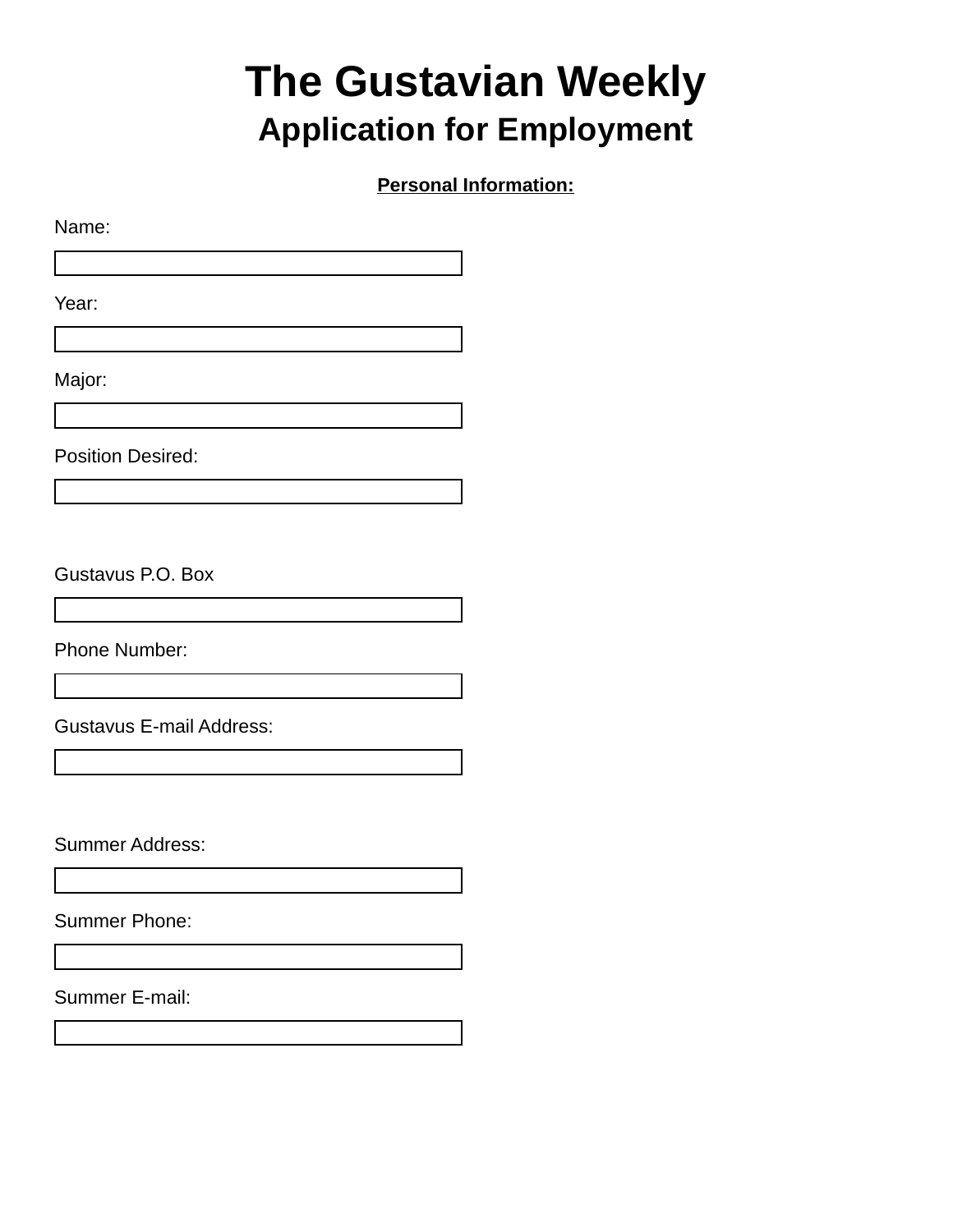# The Gustavian Weekly

## Application for Employment

**Personal Information:**

Name:

Year:

Major:

Position Desired:

Gustavus P.O. Box

Phone Number:

Gustavus E-mail Address:

Summer Address:

Summer Phone:

Summer E-mail: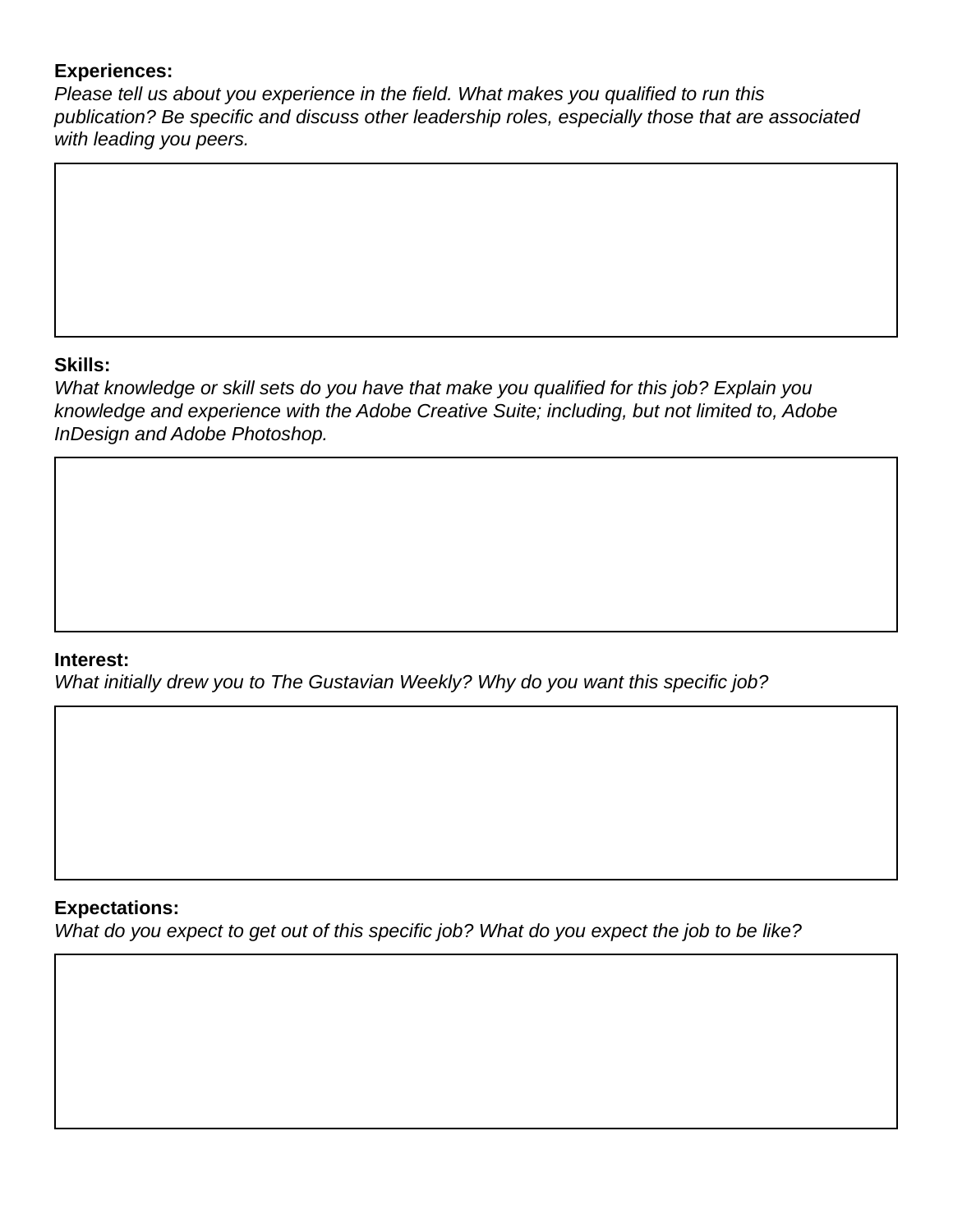**Experiences:**

*Please tell us about you experience in the field. What makes you qualified to run this publication? Be specific and discuss other leadership roles, especially those that are associated with leading you peers.*

**Skills:**

*What knowledge or skill sets do you have that make you qualified for this job? Explain you knowledge and experience with the Adobe Creative Suite; including, but not limited to, Adobe InDesign and Adobe Photoshop.*

**Interest:**

*What initially drew you to The Gustavian Weekly? Why do you want this specific job?*

**Expectations:**

*What do you expect to get out of this specific job? What do you expect the job to be like?*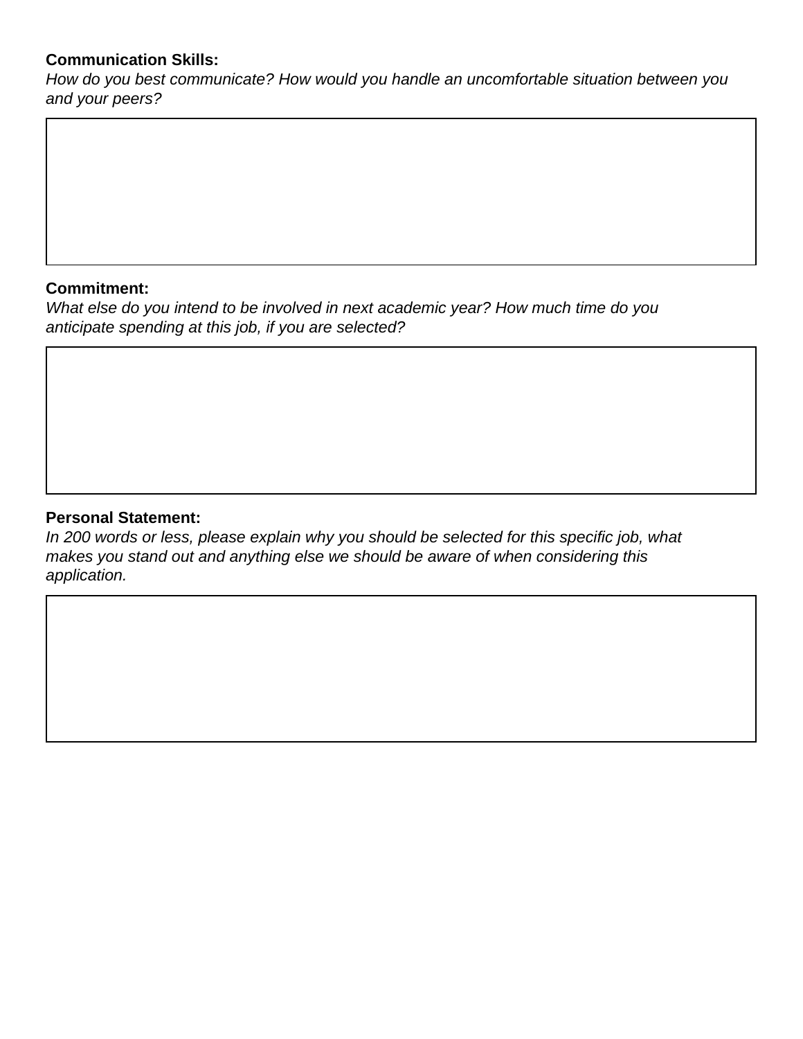**Communication Skills:**

*How do you best communicate? How would you handle an uncomfortable situation between you and your peers?*

**Commitment:**

*What else do you intend to be involved in next academic year? How much time do you anticipate spending at this job, if you are selected?*

**Personal Statement:**

*In 200 words or less, please explain why you should be selected for this specific job, what makes you stand out and anything else we should be aware of when considering this application.*